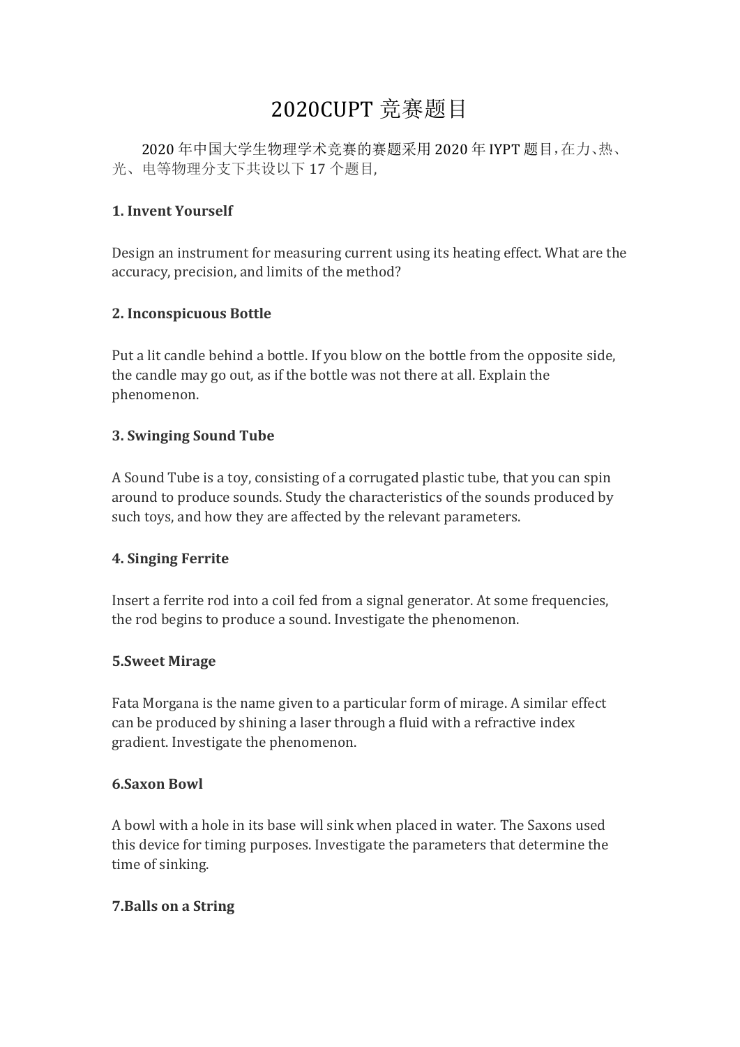# 2020CUPT 竞赛题目

2020 年中国大学生物理学术竞赛的赛题采用 2020 年 IYPT 题目，在力、热、光、电等物理分支下共设以下 17 个题目,

**1. Invent Yourself**

Design an instrument for measuring current using its heating effect. What are the accuracy, precision, and limits of the method?

**2. Inconspicuous Bottle**

Put a lit candle behind a bottle. If you blow on the bottle from the opposite side, the candle may go out, as if the bottle was not there at all. Explain the phenomenon.

**3. Swinging Sound Tube**

A Sound Tube is a toy, consisting of a corrugated plastic tube, that you can spin around to produce sounds. Study the characteristics of the sounds produced by such toys, and how they are affected by the relevant parameters.

**4. Singing Ferrite**

Insert a ferrite rod into a coil fed from a signal generator. At some frequencies, the rod begins to produce a sound. Investigate the phenomenon.

**5.Sweet Mirage**

Fata Morgana is the name given to a particular form of mirage. A similar effect can be produced by shining a laser through a fluid with a refractive index gradient. Investigate the phenomenon.

**6.Saxon Bowl**

A bowl with a hole in its base will sink when placed in water. The Saxons used this device for timing purposes. Investigate the parameters that determine the time of sinking.

**7.Balls on a String**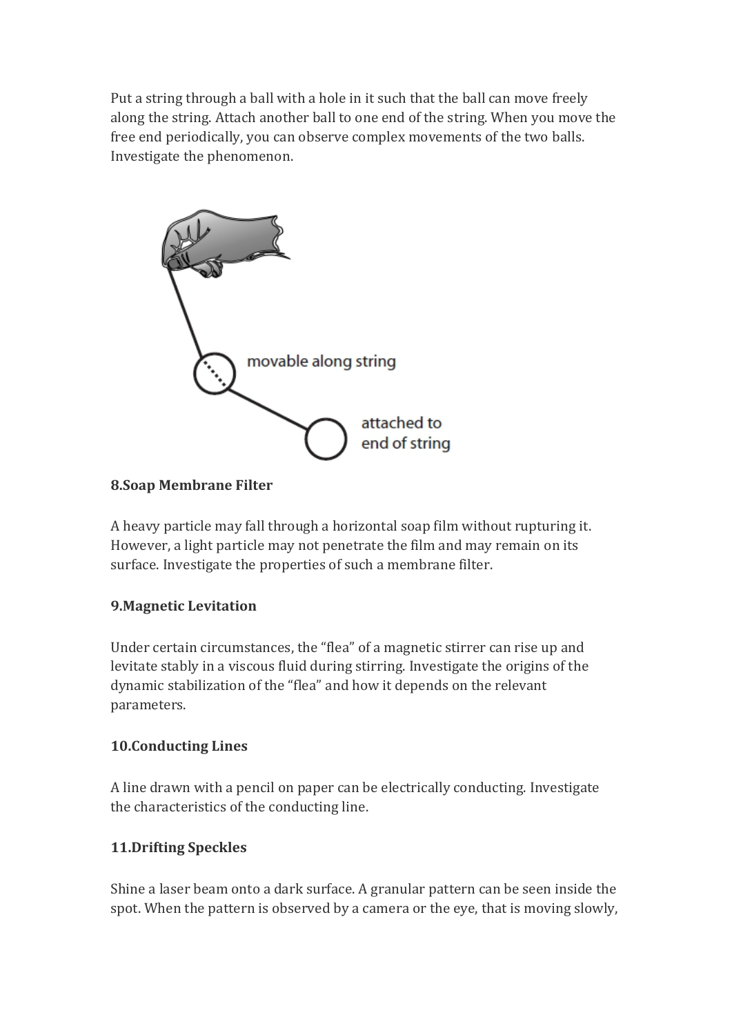Put a string through a ball with a hole in it such that the ball can move freely along the string. Attach another ball to one end of the string. When you move the free end periodically, you can observe complex movements of the two balls. Investigate the phenomenon.

movable along string

attached to end of string

**8.Soap Membrane Filter**

A heavy particle may fall through a horizontal soap film without rupturing it. However, a light particle may not penetrate the film and may remain on its surface. Investigate the properties of such a membrane filter.

**9.Magnetic Levitation**

Under certain circumstances, the "flea" of a magnetic stirrer can rise up and levitate stably in a viscous fluid during stirring. Investigate the origins of the dynamic stabilization of the "flea" and how it depends on the relevant parameters.

**10.Conducting Lines**

A line drawn with a pencil on paper can be electrically conducting. Investigate the characteristics of the conducting line.

**11.Drifting Speckles**

Shine a laser beam onto a dark surface. A granular pattern can be seen inside the spot. When the pattern is observed by a camera or the eye, that is moving slowly,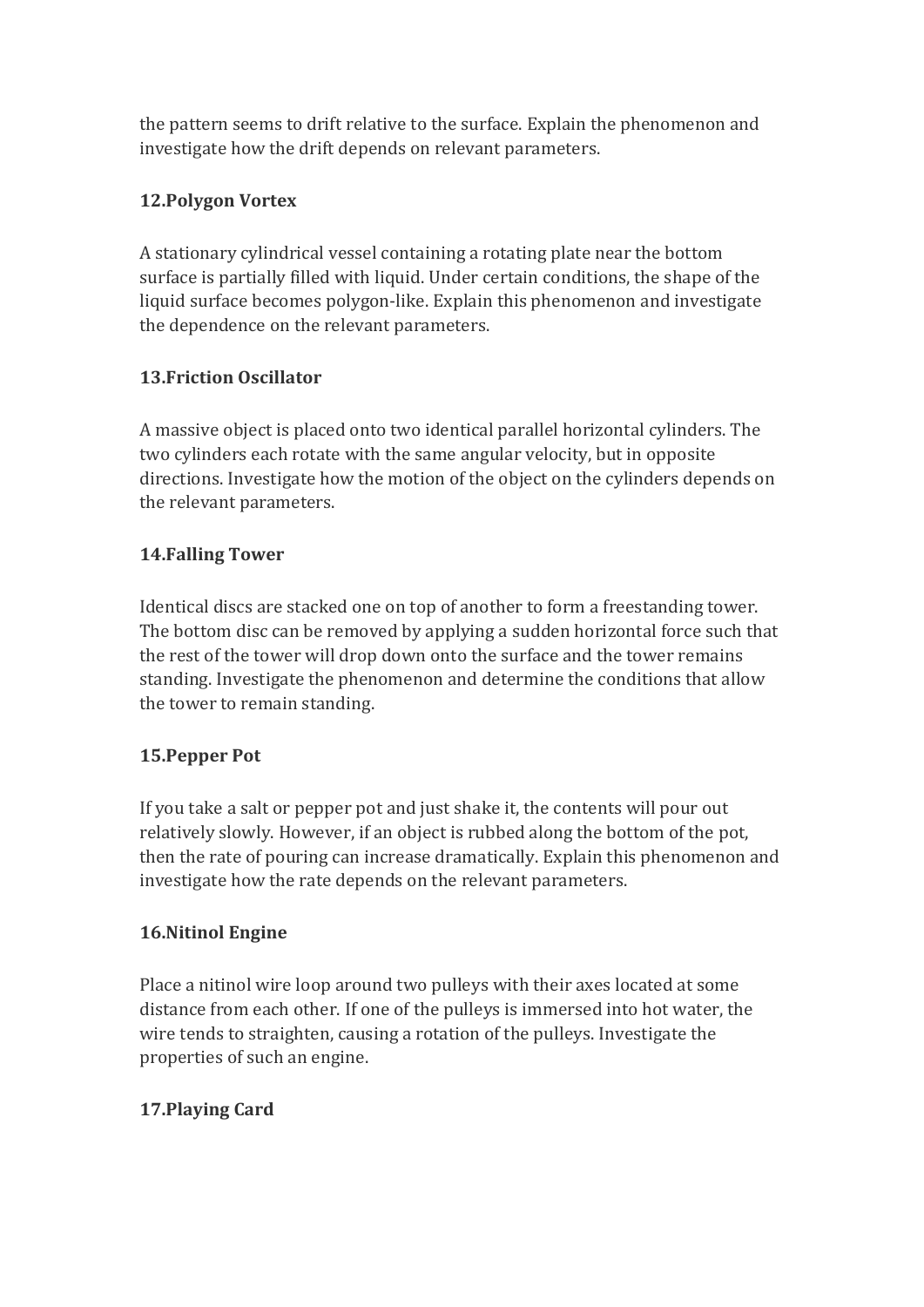the pattern seems to drift relative to the surface. Explain the phenomenon and investigate how the drift depends on relevant parameters.

### 12.Polygon Vortex

A stationary cylindrical vessel containing a rotating plate near the bottom surface is partially filled with liquid. Under certain conditions, the shape of the liquid surface becomes polygon-like. Explain this phenomenon and investigate the dependence on the relevant parameters.

### 13.Friction Oscillator

A massive object is placed onto two identical parallel horizontal cylinders. The two cylinders each rotate with the same angular velocity, but in opposite directions. Investigate how the motion of the object on the cylinders depends on the relevant parameters.

### 14.Falling Tower

Identical discs are stacked one on top of another to form a freestanding tower. The bottom disc can be removed by applying a sudden horizontal force such that the rest of the tower will drop down onto the surface and the tower remains standing. Investigate the phenomenon and determine the conditions that allow the tower to remain standing.

### 15.Pepper Pot

If you take a salt or pepper pot and just shake it, the contents will pour out relatively slowly. However, if an object is rubbed along the bottom of the pot, then the rate of pouring can increase dramatically. Explain this phenomenon and investigate how the rate depends on the relevant parameters.

### 16.Nitinol Engine

Place a nitinol wire loop around two pulleys with their axes located at some distance from each other. If one of the pulleys is immersed into hot water, the wire tends to straighten, causing a rotation of the pulleys. Investigate the properties of such an engine.

### 17.Playing Card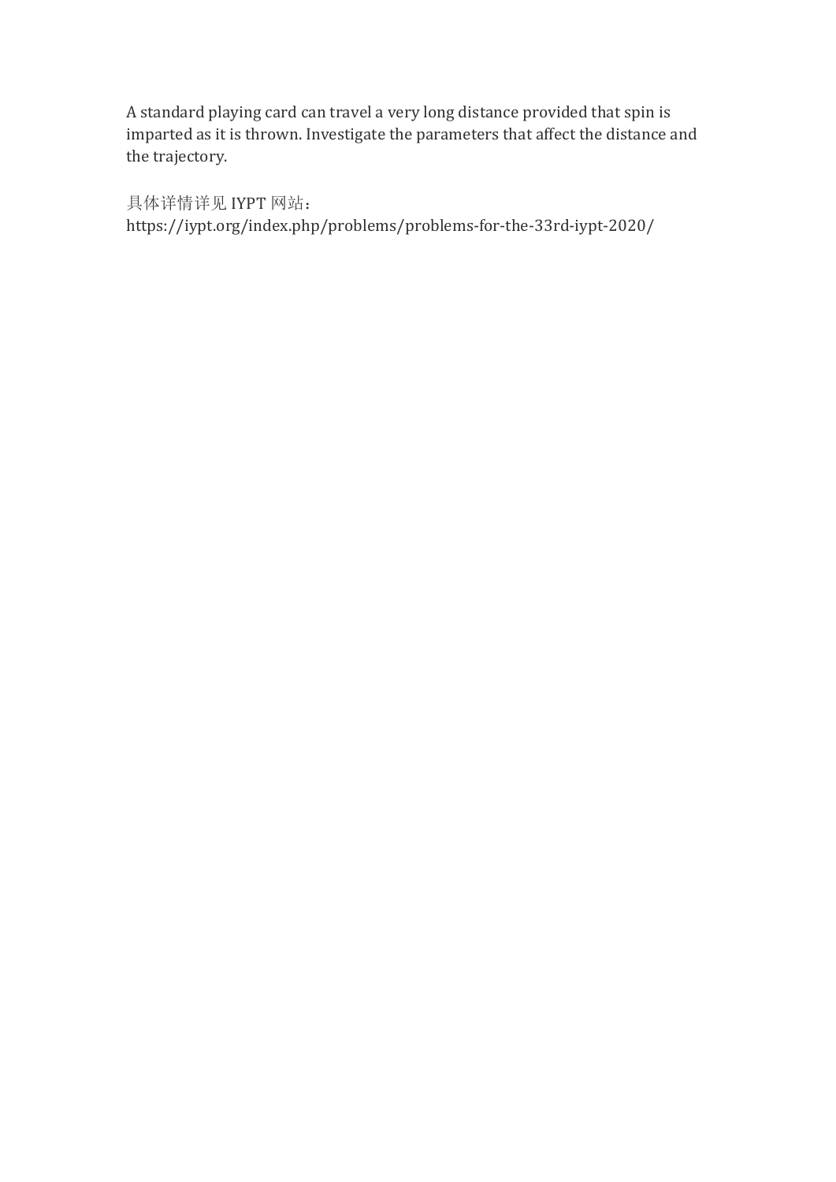A standard playing card can travel a very long distance provided that spin is imparted as it is thrown. Investigate the parameters that affect the distance and the trajectory.

具体详情详见 IYPT 网站：
https://iypt.org/index.php/problems/problems-for-the-33rd-iypt-2020/